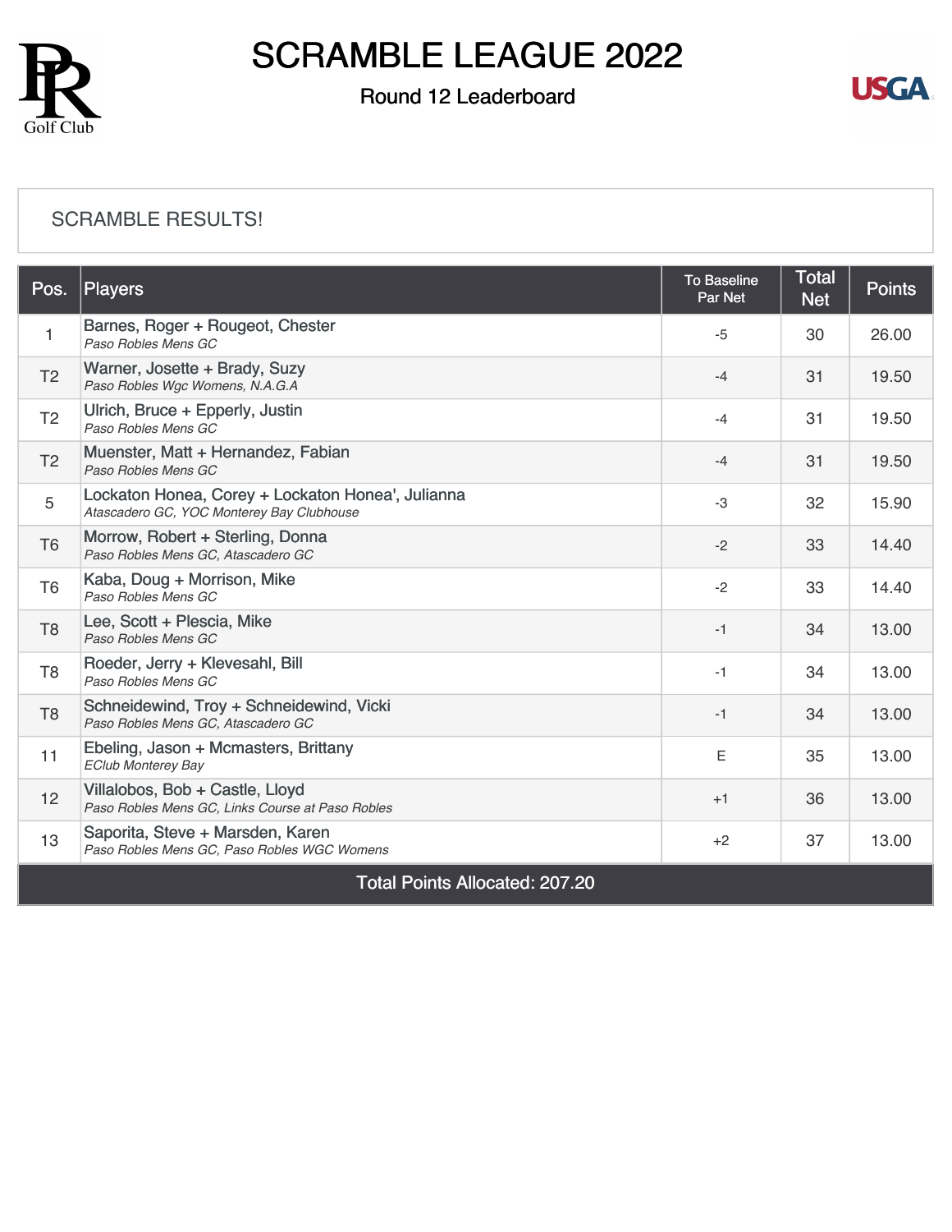# SCRAMBLE LEAGUE 2022

## Round 12 Leaderboard

SCRAMBLE RESULTS!

| Pos. | Players | To Baseline Par Net | Total Net | Points |
|---|---|---|---|---|
| 1 | Barnes, Roger + Rougeot, Chester<br>*Paso Robles Mens GC* | -5 | 30 | 26.00 |
| T2 | Warner, Josette + Brady, Suzy<br>*Paso Robles Wgc Womens, N.A.G.A* | -4 | 31 | 19.50 |
| T2 | Ulrich, Bruce + Epperly, Justin<br>*Paso Robles Mens GC* | -4 | 31 | 19.50 |
| T2 | Muenster, Matt + Hernandez, Fabian<br>*Paso Robles Mens GC* | -4 | 31 | 19.50 |
| 5 | Lockaton Honea, Corey + Lockaton Honea', Julianna<br>*Atascadero GC, YOC Monterey Bay Clubhouse* | -3 | 32 | 15.90 |
| T6 | Morrow, Robert + Sterling, Donna<br>*Paso Robles Mens GC, Atascadero GC* | -2 | 33 | 14.40 |
| T6 | Kaba, Doug + Morrison, Mike<br>*Paso Robles Mens GC* | -2 | 33 | 14.40 |
| T8 | Lee, Scott + Plescia, Mike<br>*Paso Robles Mens GC* | -1 | 34 | 13.00 |
| T8 | Roeder, Jerry + Klevesahl, Bill<br>*Paso Robles Mens GC* | -1 | 34 | 13.00 |
| T8 | Schneidewind, Troy + Schneidewind, Vicki<br>*Paso Robles Mens GC, Atascadero GC* | -1 | 34 | 13.00 |
| 11 | Ebeling, Jason + Mcmasters, Brittany<br>*EClub Monterey Bay* | E | 35 | 13.00 |
| 12 | Villalobos, Bob + Castle, Lloyd<br>*Paso Robles Mens GC, Links Course at Paso Robles* | +1 | 36 | 13.00 |
| 13 | Saporita, Steve + Marsden, Karen<br>*Paso Robles Mens GC, Paso Robles WGC Womens* | +2 | 37 | 13.00 |

Total Points Allocated: 207.20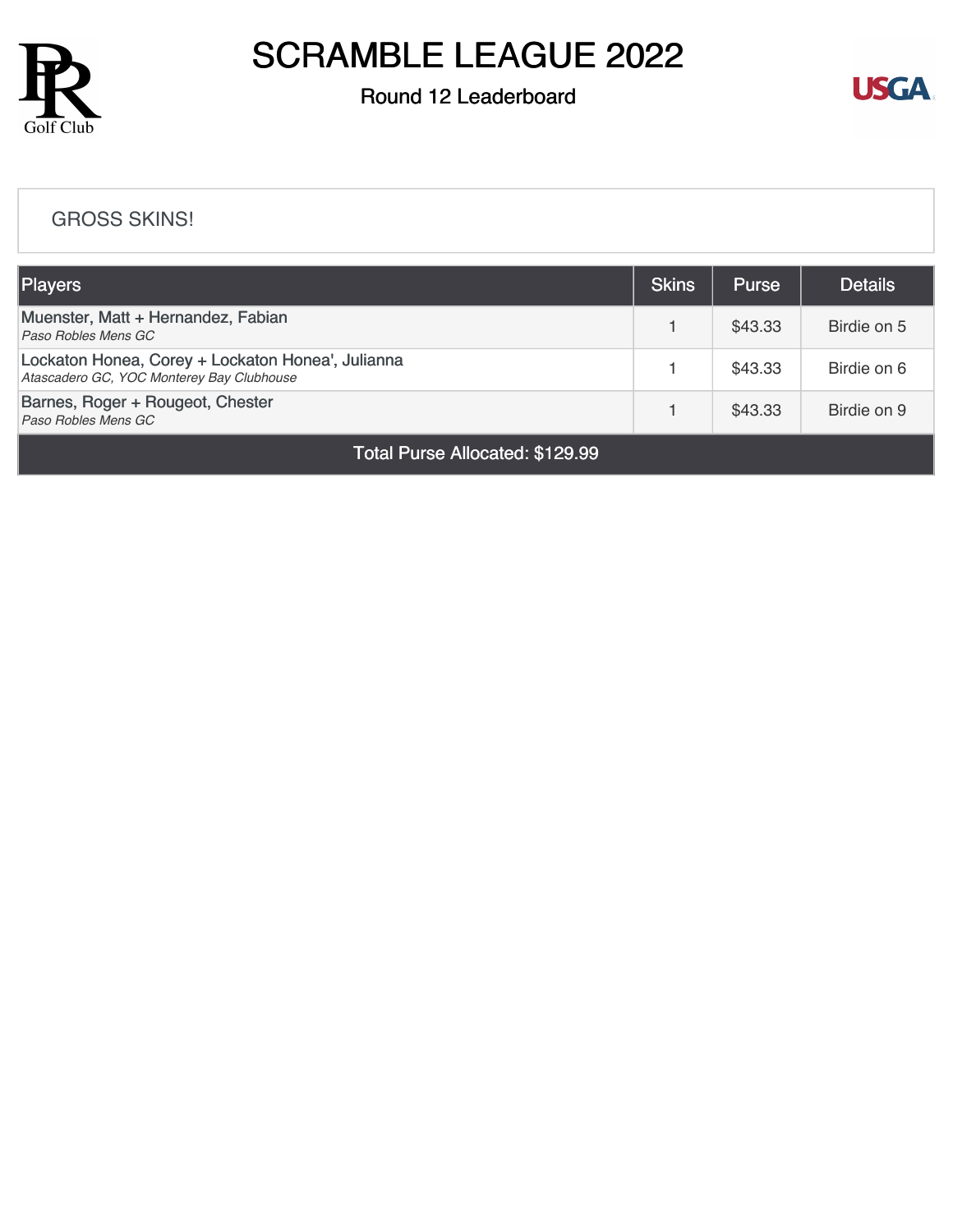# SCRAMBLE LEAGUE 2022

## Round 12 Leaderboard

GROSS SKINS!

| Players | Skins | Purse | Details |
| --- | --- | --- | --- |
| Muenster, Matt + Hernandez, Fabian<br>*Paso Robles Mens GC* | 1 | $43.33 | Birdie on 5 |
| Lockaton Honea, Corey + Lockaton Honea', Julianna<br>*Atascadero GC, YOC Monterey Bay Clubhouse* | 1 | $43.33 | Birdie on 6 |
| Barnes, Roger + Rougeot, Chester<br>*Paso Robles Mens GC* | 1 | $43.33 | Birdie on 9 |
| Total Purse Allocated: $129.99 | | | |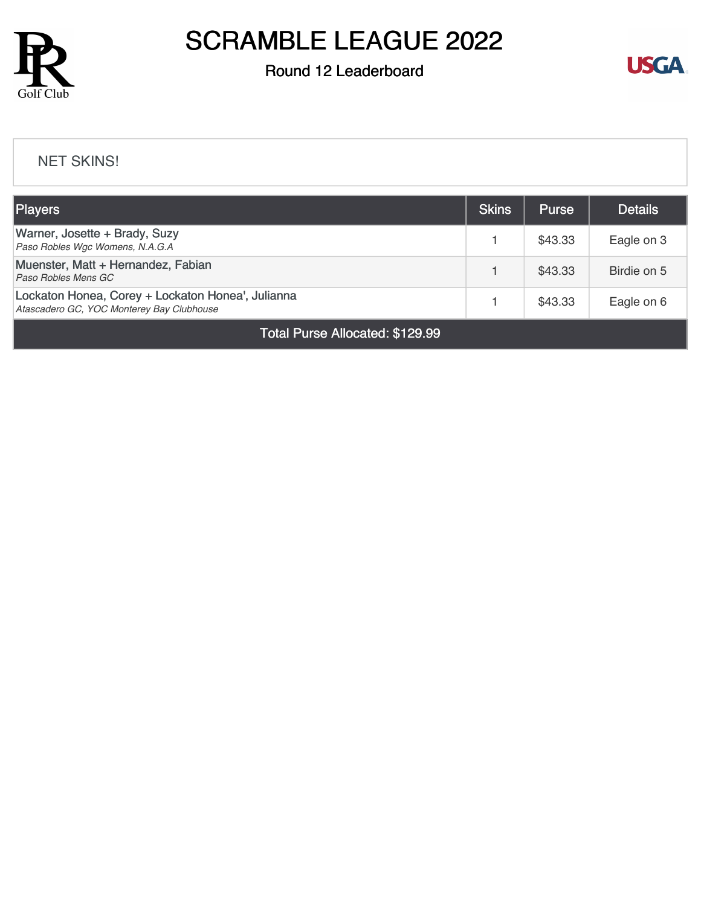# SCRAMBLE LEAGUE 2022

## Round 12 Leaderboard

NET SKINS!

| Players | Skins | Purse | Details |
|---|---|---|---|
| Warner, Josette + Brady, Suzy<br>*Paso Robles Wgc Womens, N.A.G.A* | 1 | $43.33 | Eagle on 3 |
| Muenster, Matt + Hernandez, Fabian<br>*Paso Robles Mens GC* | 1 | $43.33 | Birdie on 5 |
| Lockaton Honea, Corey + Lockaton Honea', Julianna<br>*Atascadero GC, YOC Monterey Bay Clubhouse* | 1 | $43.33 | Eagle on 6 |
| Total Purse Allocated: $129.99 | | | |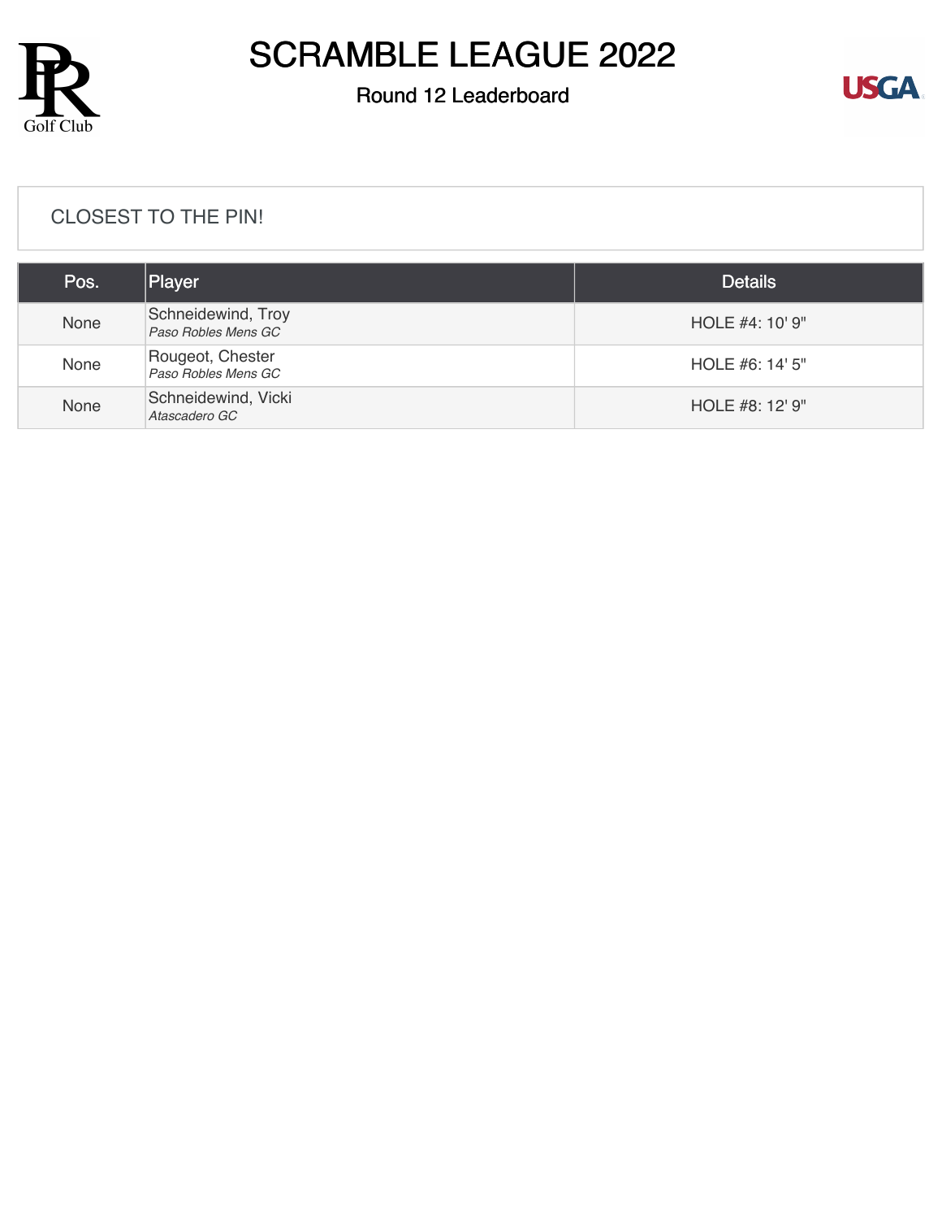# SCRAMBLE LEAGUE 2022

Round 12 Leaderboard

CLOSEST TO THE PIN!

| Pos. | Player | Details |
| --- | --- | --- |
| None | Schneidewind, Troy *Paso Robles Mens GC* | HOLE #4: 10' 9" |
| None | Rougeot, Chester *Paso Robles Mens GC* | HOLE #6: 14' 5" |
| None | Schneidewind, Vicki *Atascadero GC* | HOLE #8: 12' 9" |